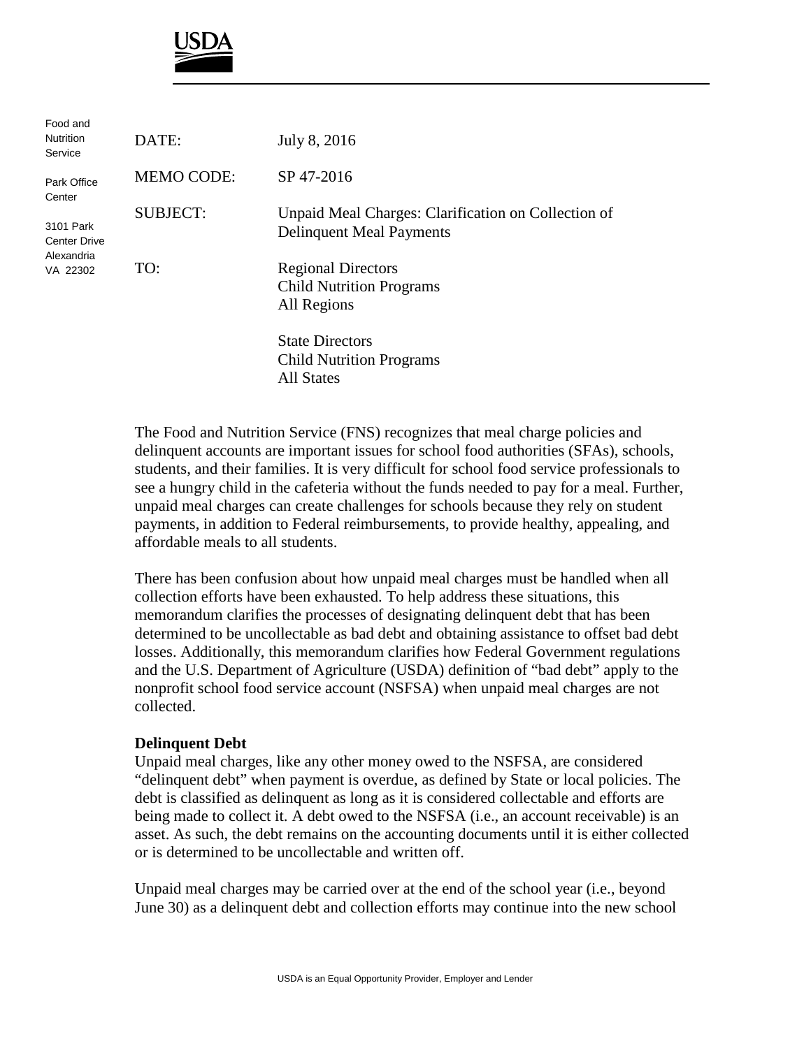USDA

Food and Nutrition Service

Park Office Center

3101 Park Center Drive
Alexandria VA 22302

| | |
|---|---|
| DATE: | July 8, 2016 |
| MEMO CODE: | SP 47-2016 |
| SUBJECT: | Unpaid Meal Charges: Clarification on Collection of Delinquent Meal Payments |
| TO: | Regional Directors<br>Child Nutrition Programs<br>All Regions<br><br>State Directors<br>Child Nutrition Programs<br>All States |

The Food and Nutrition Service (FNS) recognizes that meal charge policies and delinquent accounts are important issues for school food authorities (SFAs), schools, students, and their families. It is very difficult for school food service professionals to see a hungry child in the cafeteria without the funds needed to pay for a meal. Further, unpaid meal charges can create challenges for schools because they rely on student payments, in addition to Federal reimbursements, to provide healthy, appealing, and affordable meals to all students.

There has been confusion about how unpaid meal charges must be handled when all collection efforts have been exhausted. To help address these situations, this memorandum clarifies the processes of designating delinquent debt that has been determined to be uncollectable as bad debt and obtaining assistance to offset bad debt losses. Additionally, this memorandum clarifies how Federal Government regulations and the U.S. Department of Agriculture (USDA) definition of "bad debt" apply to the nonprofit school food service account (NSFSA) when unpaid meal charges are not collected.

**Delinquent Debt**

Unpaid meal charges, like any other money owed to the NSFSA, are considered "delinquent debt" when payment is overdue, as defined by State or local policies. The debt is classified as delinquent as long as it is considered collectable and efforts are being made to collect it. A debt owed to the NSFSA (i.e., an account receivable) is an asset. As such, the debt remains on the accounting documents until it is either collected or is determined to be uncollectable and written off.

Unpaid meal charges may be carried over at the end of the school year (i.e., beyond June 30) as a delinquent debt and collection efforts may continue into the new school

USDA is an Equal Opportunity Provider, Employer and Lender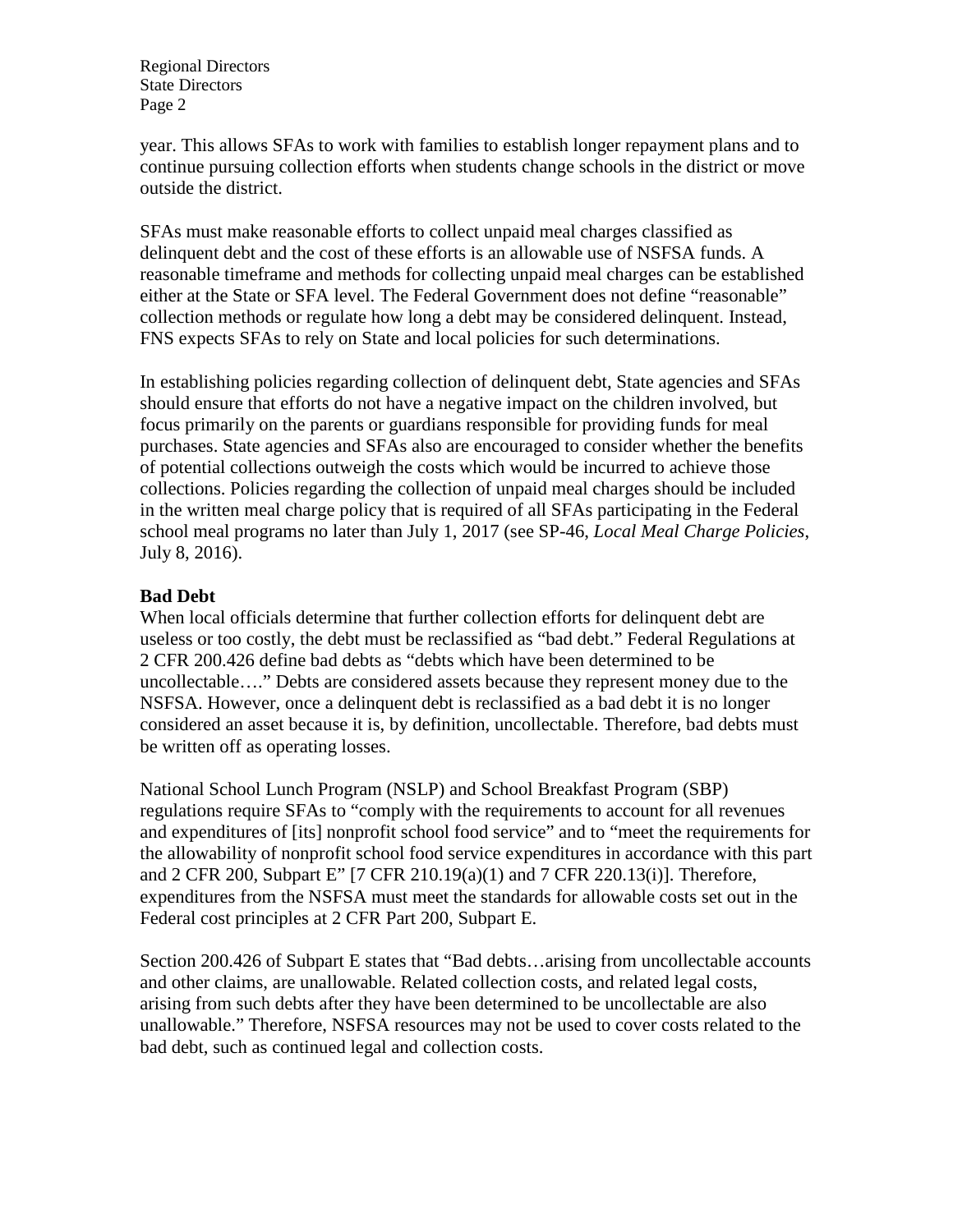year. This allows SFAs to work with families to establish longer repayment plans and to continue pursuing collection efforts when students change schools in the district or move outside the district.

SFAs must make reasonable efforts to collect unpaid meal charges classified as delinquent debt and the cost of these efforts is an allowable use of NSFSA funds. A reasonable timeframe and methods for collecting unpaid meal charges can be established either at the State or SFA level. The Federal Government does not define "reasonable" collection methods or regulate how long a debt may be considered delinquent. Instead, FNS expects SFAs to rely on State and local policies for such determinations.

In establishing policies regarding collection of delinquent debt, State agencies and SFAs should ensure that efforts do not have a negative impact on the children involved, but focus primarily on the parents or guardians responsible for providing funds for meal purchases. State agencies and SFAs also are encouraged to consider whether the benefits of potential collections outweigh the costs which would be incurred to achieve those collections. Policies regarding the collection of unpaid meal charges should be included in the written meal charge policy that is required of all SFAs participating in the Federal school meal programs no later than July 1, 2017 (see SP-46, *Local Meal Charge Policies*, July 8, 2016).

**Bad Debt**

When local officials determine that further collection efforts for delinquent debt are useless or too costly, the debt must be reclassified as "bad debt." Federal Regulations at 2 CFR 200.426 define bad debts as "debts which have been determined to be uncollectable…." Debts are considered assets because they represent money due to the NSFSA. However, once a delinquent debt is reclassified as a bad debt it is no longer considered an asset because it is, by definition, uncollectable. Therefore, bad debts must be written off as operating losses.

National School Lunch Program (NSLP) and School Breakfast Program (SBP) regulations require SFAs to "comply with the requirements to account for all revenues and expenditures of [its] nonprofit school food service" and to "meet the requirements for the allowability of nonprofit school food service expenditures in accordance with this part and 2 CFR 200, Subpart E" [7 CFR 210.19(a)(1) and 7 CFR 220.13(i)]. Therefore, expenditures from the NSFSA must meet the standards for allowable costs set out in the Federal cost principles at 2 CFR Part 200, Subpart E.

Section 200.426 of Subpart E states that "Bad debts…arising from uncollectable accounts and other claims, are unallowable. Related collection costs, and related legal costs, arising from such debts after they have been determined to be uncollectable are also unallowable." Therefore, NSFSA resources may not be used to cover costs related to the bad debt, such as continued legal and collection costs.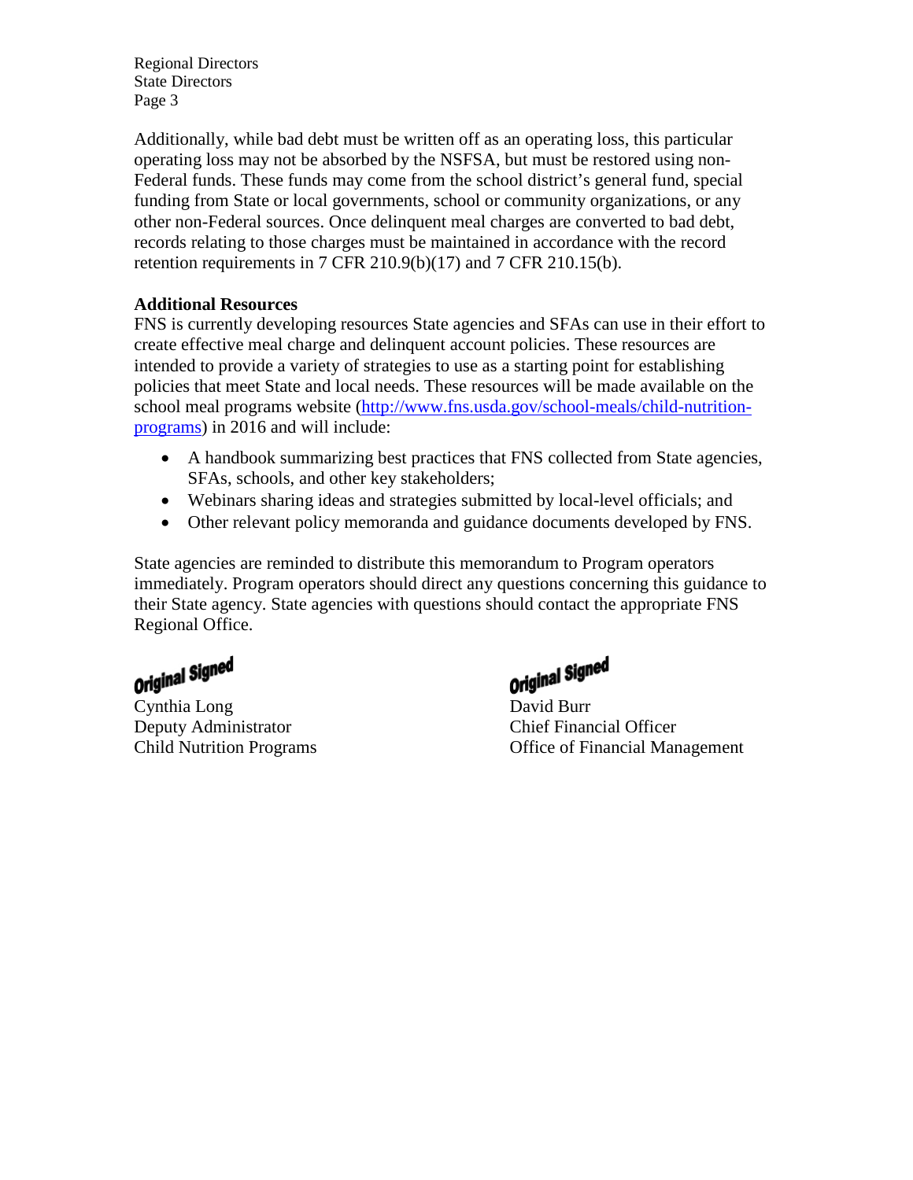Additionally, while bad debt must be written off as an operating loss, this particular operating loss may not be absorbed by the NSFSA, but must be restored using non-Federal funds. These funds may come from the school district's general fund, special funding from State or local governments, school or community organizations, or any other non-Federal sources. Once delinquent meal charges are converted to bad debt, records relating to those charges must be maintained in accordance with the record retention requirements in 7 CFR 210.9(b)(17) and 7 CFR 210.15(b).

**Additional Resources**

FNS is currently developing resources State agencies and SFAs can use in their effort to create effective meal charge and delinquent account policies. These resources are intended to provide a variety of strategies to use as a starting point for establishing policies that meet State and local needs. These resources will be made available on the school meal programs website (http://www.fns.usda.gov/school-meals/child-nutrition-programs) in 2016 and will include:

- A handbook summarizing best practices that FNS collected from State agencies, SFAs, schools, and other key stakeholders;
- Webinars sharing ideas and strategies submitted by local-level officials; and
- Other relevant policy memoranda and guidance documents developed by FNS.

State agencies are reminded to distribute this memorandum to Program operators immediately. Program operators should direct any questions concerning this guidance to their State agency. State agencies with questions should contact the appropriate FNS Regional Office.

Original Signed

Cynthia Long
Deputy Administrator
Child Nutrition Programs

Original Signed

David Burr
Chief Financial Officer
Office of Financial Management